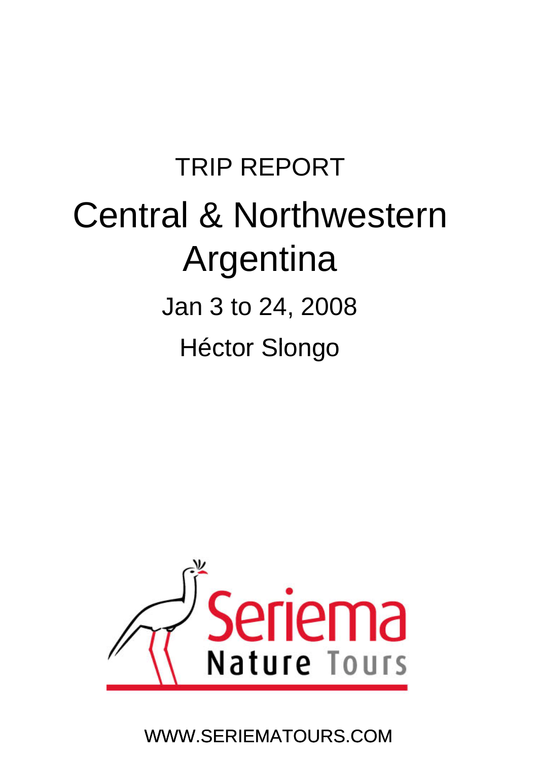TRIP REPORT

# Central & Northwestern Argentina

Jan 3 to 24, 2008

Héctor Slongo

Seriema Nature Tours

WWW.SERIEMATOURS.COM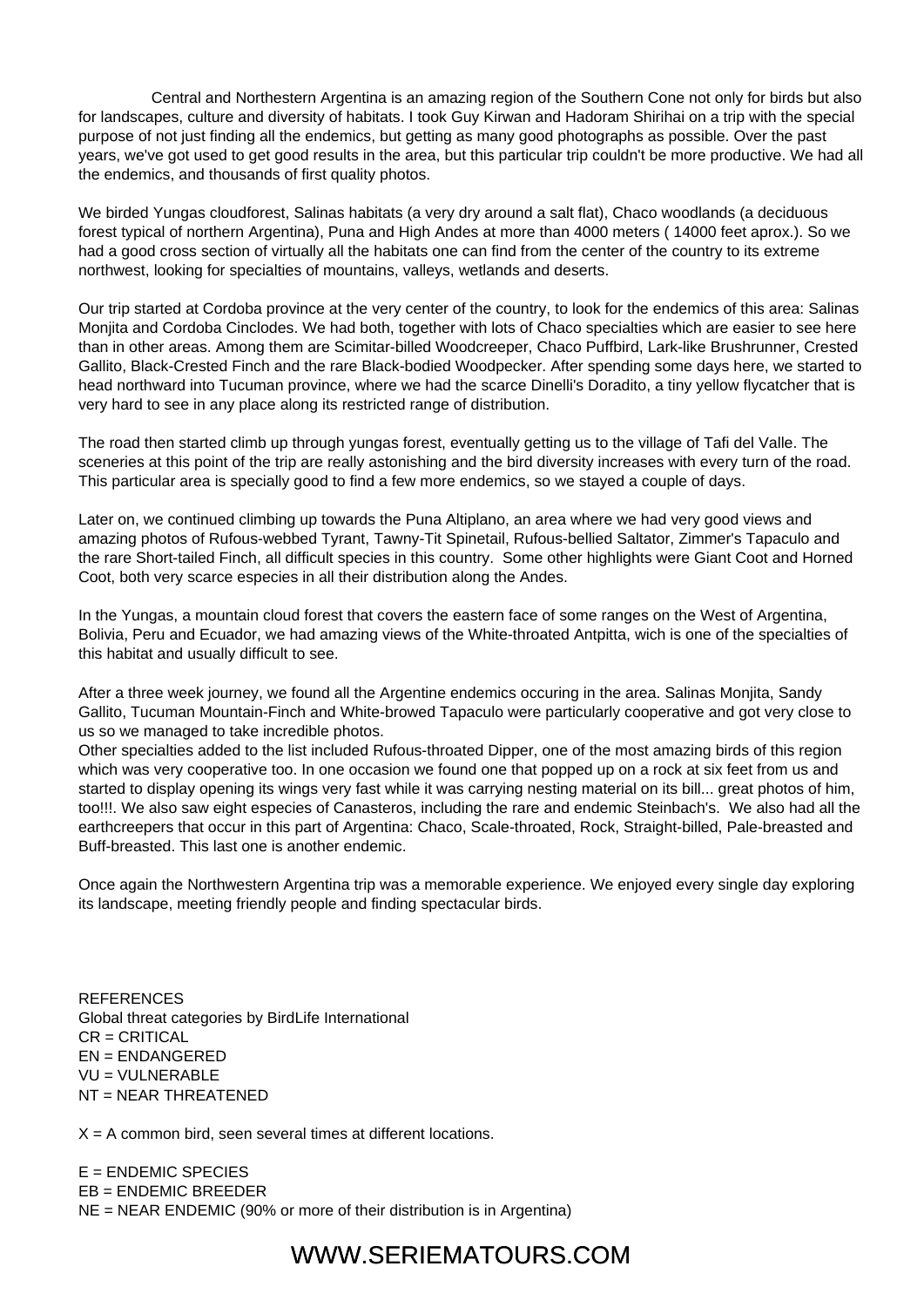Central and Northestern Argentina is an amazing region of the Southern Cone not only for birds but also for landscapes, culture and diversity of habitats. I took Guy Kirwan and Hadoram Shirihai on a trip with the special purpose of not just finding all the endemics, but getting as many good photographs as possible. Over the past years, we've got used to get good results in the area, but this particular trip couldn't be more productive. We had all the endemics, and thousands of first quality photos.

We birded Yungas cloudforest, Salinas habitats (a very dry around a salt flat), Chaco woodlands (a deciduous forest typical of northern Argentina), Puna and High Andes at more than 4000 meters ( 14000 feet aprox.). So we had a good cross section of virtually all the habitats one can find from the center of the country to its extreme northwest, looking for specialties of mountains, valleys, wetlands and deserts.

Our trip started at Cordoba province at the very center of the country, to look for the endemics of this area: Salinas Monjita and Cordoba Cinclodes. We had both, together with lots of Chaco specialties which are easier to see here than in other areas. Among them are Scimitar-billed Woodcreeper, Chaco Puffbird, Lark-like Brushrunner, Crested Gallito, Black-Crested Finch and the rare Black-bodied Woodpecker. After spending some days here, we started to head northward into Tucuman province, where we had the scarce Dinelli's Doradito, a tiny yellow flycatcher that is very hard to see in any place along its restricted range of distribution.

The road then started climb up through yungas forest, eventually getting us to the village of Tafi del Valle. The sceneries at this point of the trip are really astonishing and the bird diversity increases with every turn of the road. This particular area is specially good to find a few more endemics, so we stayed a couple of days.

Later on, we continued climbing up towards the Puna Altiplano, an area where we had very good views and amazing photos of Rufous-webbed Tyrant, Tawny-Tit Spinetail, Rufous-bellied Saltator, Zimmer's Tapaculo and the rare Short-tailed Finch, all difficult species in this country. Some other highlights were Giant Coot and Horned Coot, both very scarce especies in all their distribution along the Andes.

In the Yungas, a mountain cloud forest that covers the eastern face of some ranges on the West of Argentina, Bolivia, Peru and Ecuador, we had amazing views of the White-throated Antpitta, wich is one of the specialties of this habitat and usually difficult to see.

After a three week journey, we found all the Argentine endemics occuring in the area. Salinas Monjita, Sandy Gallito, Tucuman Mountain-Finch and White-browed Tapaculo were particularly cooperative and got very close to us so we managed to take incredible photos.
Other specialties added to the list included Rufous-throated Dipper, one of the most amazing birds of this region which was very cooperative too. In one occasion we found one that popped up on a rock at six feet from us and started to display opening its wings very fast while it was carrying nesting material on its bill... great photos of him, too!!!. We also saw eight especies of Canasteros, including the rare and endemic Steinbach's. We also had all the earthcreepers that occur in this part of Argentina: Chaco, Scale-throated, Rock, Straight-billed, Pale-breasted and Buff-breasted. This last one is another endemic.

Once again the Northwestern Argentina trip was a memorable experience. We enjoyed every single day exploring its landscape, meeting friendly people and finding spectacular birds.

REFERENCES
Global threat categories by BirdLife International
CR = CRITICAL
EN = ENDANGERED
VU = VULNERABLE
NT = NEAR THREATENED

X = A common bird, seen several times at different locations.

E = ENDEMIC SPECIES
EB = ENDEMIC BREEDER
NE = NEAR ENDEMIC (90% or more of their distribution is in Argentina)

WWW.SERIEMATOURS.COM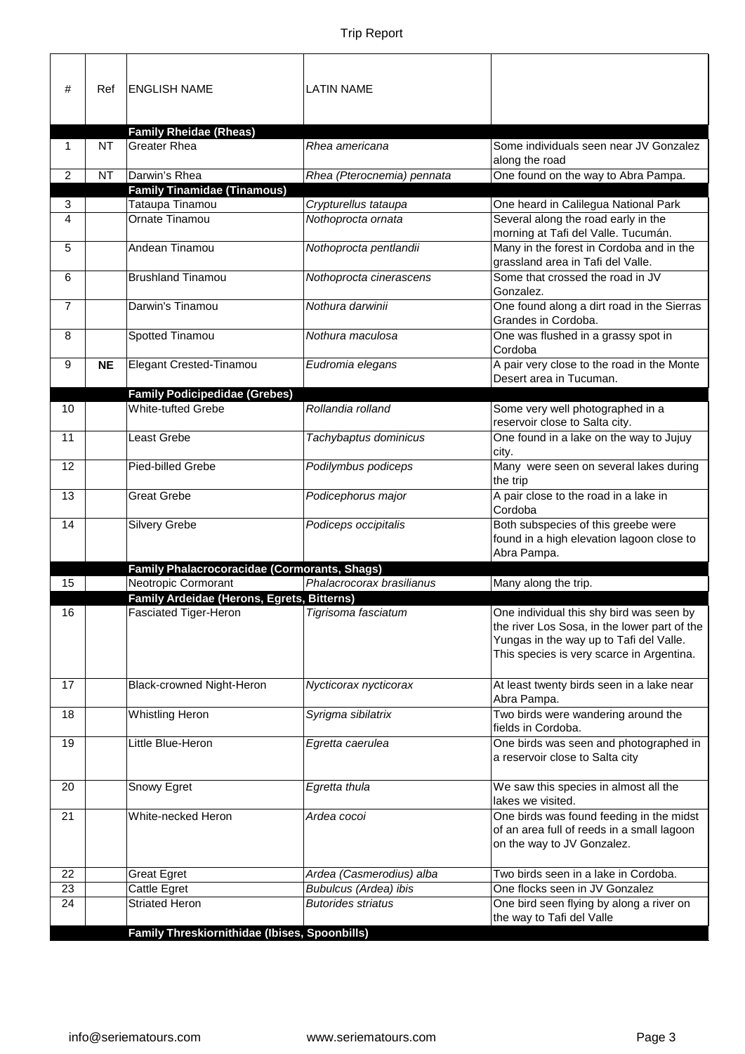| # | Ref | ENGLISH NAME | LATIN NAME | |
|---|---|---|---|---|
| | | **Family Rheidae (Rheas)** | | |
| 1 | NT | Greater Rhea | *Rhea americana* | Some individuals seen near JV Gonzalez along the road |
| 2 | NT | Darwin's Rhea | *Rhea (Pterocnemia) pennata* | One found on the way to Abra Pampa. |
| | | **Family Tinamidae (Tinamous)** | | |
| 3 | | Tataupa Tinamou | *Crypturellus tataupa* | One heard in Calilegua National Park |
| 4 | | Ornate Tinamou | *Nothoprocta ornata* | Several along the road early in the morning at Tafi del Valle. Tucumán. |
| 5 | | Andean Tinamou | *Nothoprocta pentlandii* | Many in the forest in Cordoba and in the grassland area in Tafi del Valle. |
| 6 | | Brushland Tinamou | *Nothoprocta cinerascens* | Some that crossed the road in JV Gonzalez. |
| 7 | | Darwin's Tinamou | *Nothura darwinii* | One found along a dirt road in the Sierras Grandes in Cordoba. |
| 8 | | Spotted Tinamou | *Nothura maculosa* | One was flushed in a grassy spot in Cordoba |
| 9 | **NE** | Elegant Crested-Tinamou | *Eudromia elegans* | A pair very close to the road in the Monte Desert area in Tucuman. |
| | | **Family Podicipedidae (Grebes)** | | |
| 10 | | White-tufted Grebe | *Rollandia rolland* | Some very well photographed in a reservoir close to Salta city. |
| 11 | | Least Grebe | *Tachybaptus dominicus* | One found in a lake on the way to Jujuy city. |
| 12 | | Pied-billed Grebe | *Podilymbus podiceps* | Many were seen on several lakes during the trip |
| 13 | | Great Grebe | *Podicephorus major* | A pair close to the road in a lake in Cordoba |
| 14 | | Silvery Grebe | *Podiceps occipitalis* | Both subspecies of this greebe were found in a high elevation lagoon close to Abra Pampa. |
| | | **Family Phalacrocoracidae (Cormorants, Shags)** | | |
| 15 | | Neotropic Cormorant | *Phalacrocorax brasilianus* | Many along the trip. |
| | | **Family Ardeidae (Herons, Egrets, Bitterns)** | | |
| 16 | | Fasciated Tiger-Heron | *Tigrisoma fasciatum* | One individual this shy bird was seen by the river Los Sosa, in the lower part of the Yungas in the way up to Tafi del Valle. This species is very scarce in Argentina. |
| 17 | | Black-crowned Night-Heron | *Nycticorax nycticorax* | At least twenty birds seen in a lake near Abra Pampa. |
| 18 | | Whistling Heron | *Syrigma sibilatrix* | Two birds were wandering around the fields in Cordoba. |
| 19 | | Little Blue-Heron | *Egretta caerulea* | One birds was seen and photographed in a reservoir close to Salta city |
| 20 | | Snowy Egret | *Egretta thula* | We saw this species in almost all the lakes we visited. |
| 21 | | White-necked Heron | *Ardea cocoi* | One birds was found feeding in the midst of an area full of reeds in a small lagoon on the way to JV Gonzalez. |
| 22 | | Great Egret | *Ardea (Casmerodius) alba* | Two birds seen in a lake in Cordoba. |
| 23 | | Cattle Egret | *Bubulcus (Ardea) ibis* | One flocks seen in JV Gonzalez |
| 24 | | Striated Heron | *Butorides striatus* | One bird seen flying by along a river on the way to Tafi del Valle |
| | | **Family Threskiornithidae (Ibises, Spoonbills)** | | |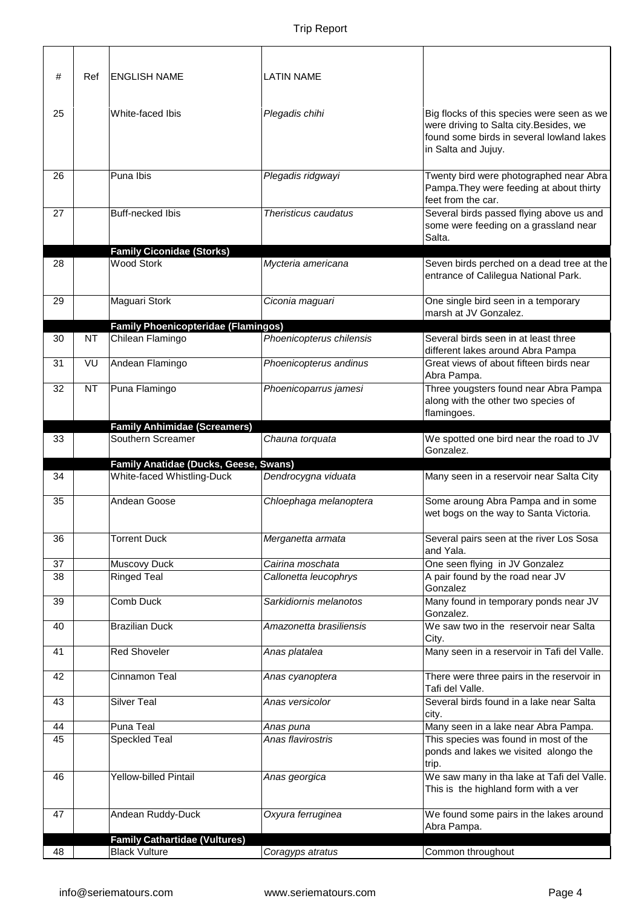| # | Ref | ENGLISH NAME | LATIN NAME | |
|---|---|---|---|---|
| 25 | | White-faced Ibis | *Plegadis chihi* | Big flocks of this species were seen as we were driving to Salta city.Besides, we found some birds in several lowland lakes in Salta and Jujuy. |
| 26 | | Puna Ibis | *Plegadis ridgwayi* | Twenty bird were photographed near Abra Pampa.They were feeding at about thirty feet from the car. |
| 27 | | Buff-necked Ibis | *Theristicus caudatus* | Several birds passed flying above us and some were feeding on a grassland near Salta. |
| | | **Family Ciconidae (Storks)** | | |
| 28 | | Wood Stork | *Mycteria americana* | Seven birds perched on a dead tree at the entrance of Calilegua National Park. |
| 29 | | Maguari Stork | *Ciconia maguari* | One single bird seen in a temporary marsh at JV Gonzalez. |
| | | **Family Phoenicopteridae (Flamingos)** | | |
| 30 | NT | Chilean Flamingo | *Phoenicopterus chilensis* | Several birds seen in at least three different lakes around Abra Pampa |
| 31 | VU | Andean Flamingo | *Phoenicopterus andinus* | Great views of about fifteen birds near Abra Pampa. |
| 32 | NT | Puna Flamingo | *Phoenicoparrus jamesi* | Three yougsters found near Abra Pampa along with the other two species of flamingoes. |
| | | **Family Anhimidae (Screamers)** | | |
| 33 | | Southern Screamer | *Chauna torquata* | We spotted one bird near the road to JV Gonzalez. |
| | | **Family Anatidae (Ducks, Geese, Swans)** | | |
| 34 | | White-faced Whistling-Duck | *Dendrocygna viduata* | Many seen in a reservoir near Salta City |
| 35 | | Andean Goose | *Chloephaga melanoptera* | Some aroung Abra Pampa and in some wet bogs on the way to Santa Victoria. |
| 36 | | Torrent Duck | *Merganetta armata* | Several pairs seen at the river Los Sosa and Yala. |
| 37 | | Muscovy Duck | *Cairina moschata* | One seen flying in JV Gonzalez |
| 38 | | Ringed Teal | *Callonetta leucophrys* | A pair found by the road near JV Gonzalez |
| 39 | | Comb Duck | *Sarkidiornis melanotos* | Many found in temporary ponds near JV Gonzalez. |
| 40 | | Brazilian Duck | *Amazonetta brasiliensis* | We saw two in the reservoir near Salta City. |
| 41 | | Red Shoveler | *Anas platalea* | Many seen in a reservoir in Tafi del Valle. |
| 42 | | Cinnamon Teal | *Anas cyanoptera* | There were three pairs in the reservoir in Tafi del Valle. |
| 43 | | Silver Teal | *Anas versicolor* | Several birds found in a lake near Salta city. |
| 44 | | Puna Teal | *Anas puna* | Many seen in a lake near Abra Pampa. |
| 45 | | Speckled Teal | *Anas flavirostris* | This species was found in most of the ponds and lakes we visited alongo the trip. |
| 46 | | Yellow-billed Pintail | *Anas georgica* | We saw many in tha lake at Tafi del Valle. This is the highland form with a ver |
| 47 | | Andean Ruddy-Duck | *Oxyura ferruginea* | We found some pairs in the lakes around Abra Pampa. |
| | | **Family Cathartidae (Vultures)** | | |
| 48 | | Black Vulture | *Coragyps atratus* | Common throughout |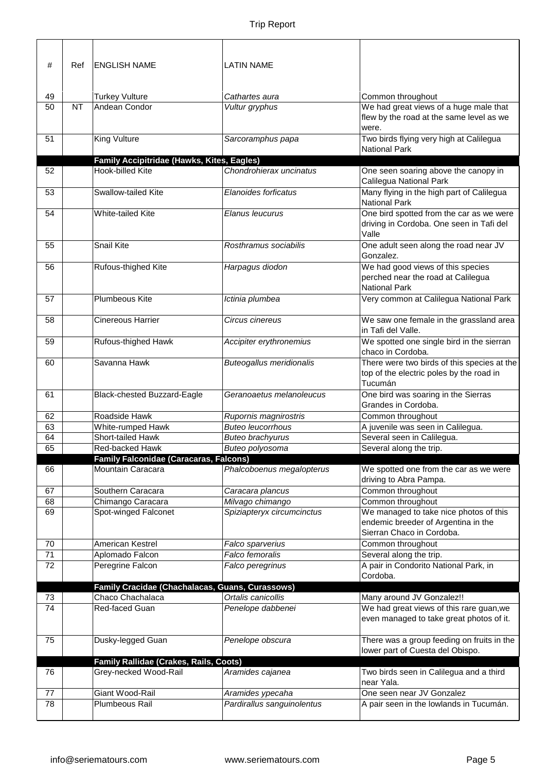| # | Ref | ENGLISH NAME | LATIN NAME | |
|---|---|---|---|---|
| 49 | | Turkey Vulture | *Cathartes aura* | Common throughout |
| 50 | NT | Andean Condor | *Vultur gryphus* | We had great views of a huge male that flew by the road at the same level as we were. |
| 51 | | King Vulture | *Sarcoramphus papa* | Two birds flying very high at Calilegua National Park |
| | | **Family Accipitridae (Hawks, Kites, Eagles)** | | |
| 52 | | Hook-billed Kite | *Chondrohierax uncinatus* | One seen soaring above the canopy in Calilegua National Park |
| 53 | | Swallow-tailed Kite | *Elanoides forficatus* | Many flying in the high part of Calilegua National Park |
| 54 | | White-tailed Kite | *Elanus leucurus* | One bird spotted from the car as we were driving in Cordoba. One seen in Tafi del Valle |
| 55 | | Snail Kite | *Rosthramus sociabilis* | One adult seen along the road near JV Gonzalez. |
| 56 | | Rufous-thighed Kite | *Harpagus diodon* | We had good views of this species perched near the road at Calilegua National Park |
| 57 | | Plumbeous Kite | *Ictinia plumbea* | Very common at Calilegua National Park |
| 58 | | Cinereous Harrier | *Circus cinereus* | We saw one female in the grassland area in Tafi del Valle. |
| 59 | | Rufous-thighed Hawk | *Accipiter erythronemius* | We spotted one single bird in the sierran chaco in Cordoba. |
| 60 | | Savanna Hawk | *Buteogallus meridionalis* | There were two birds of this species at the top of the electric poles by the road in Tucumán |
| 61 | | Black-chested Buzzard-Eagle | *Geranoaetus melanoleucus* | One bird was soaring in the Sierras Grandes in Cordoba. |
| 62 | | Roadside Hawk | *Rupornis magnirostris* | Common throughout |
| 63 | | White-rumped Hawk | *Buteo leucorrhous* | A juvenile was seen in Calilegua. |
| 64 | | Short-tailed Hawk | *Buteo brachyurus* | Several seen in Calilegua. |
| 65 | | Red-backed Hawk | *Buteo polyosoma* | Several along the trip. |
| | | **Family Falconidae (Caracaras, Falcons)** | | |
| 66 | | Mountain Caracara | *Phalcoboenus megalopterus* | We spotted one from the car as we were driving to Abra Pampa. |
| 67 | | Southern Caracara | *Caracara plancus* | Common throughout |
| 68 | | Chimango Caracara | *Milvago chimango* | Common throughout |
| 69 | | Spot-winged Falconet | *Spiziapteryx circumcinctus* | We managed to take nice photos of this endemic breeder of Argentina in the Sierran Chaco in Cordoba. |
| 70 | | American Kestrel | *Falco sparverius* | Common throughout |
| 71 | | Aplomado Falcon | *Falco femoralis* | Several along the trip. |
| 72 | | Peregrine Falcon | *Falco peregrinus* | A pair in Condorito National Park, in Cordoba. |
| | | **Family Cracidae (Chachalacas, Guans, Curassows)** | | |
| 73 | | Chaco Chachalaca | *Ortalis canicollis* | Many around JV Gonzalez!! |
| 74 | | Red-faced Guan | *Penelope dabbenei* | We had great views of this rare guan,we even managed to take great photos of it. |
| 75 | | Dusky-legged Guan | *Penelope obscura* | There was a group feeding on fruits in the lower part of Cuesta del Obispo. |
| | | **Family Rallidae (Crakes, Rails, Coots)** | | |
| 76 | | Grey-necked Wood-Rail | *Aramides cajanea* | Two birds seen in Calilegua and a third near Yala. |
| 77 | | Giant Wood-Rail | *Aramides ypecaha* | One seen near JV Gonzalez |
| 78 | | Plumbeous Rail | *Pardirallus sanguinolentus* | A pair seen in the lowlands in Tucumán. |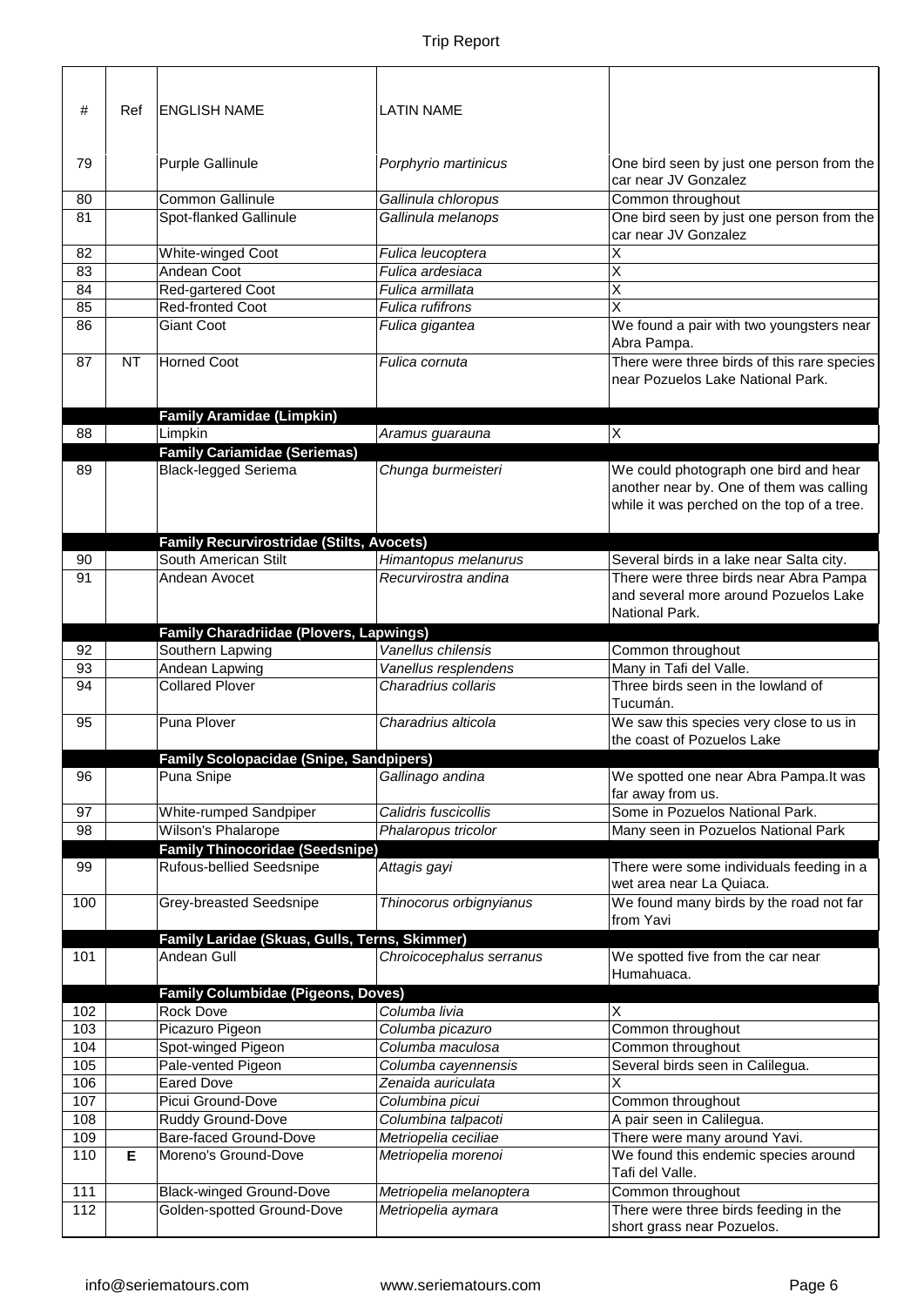| # | Ref | ENGLISH NAME | LATIN NAME | |
|---|---|---|---|---|
| 79 | | Purple Gallinule | *Porphyrio martinicus* | One bird seen by just one person from the car near JV Gonzalez |
| 80 | | Common Gallinule | *Gallinula chloropus* | Common throughout |
| 81 | | Spot-flanked Gallinule | *Gallinula melanops* | One bird seen by just one person from the car near JV Gonzalez |
| 82 | | White-winged Coot | *Fulica leucoptera* | X |
| 83 | | Andean Coot | *Fulica ardesiaca* | X |
| 84 | | Red-gartered Coot | *Fulica armillata* | X |
| 85 | | Red-fronted Coot | *Fulica rufifrons* | X |
| 86 | | Giant Coot | *Fulica gigantea* | We found a pair with two youngsters near Abra Pampa. |
| 87 | NT | Horned Coot | *Fulica cornuta* | There were three birds of this rare species near Pozuelos Lake National Park. |
| | | **Family Aramidae (Limpkin)** | | |
| 88 | | Limpkin | *Aramus guarauna* | X |
| | | **Family Cariamidae (Seriemas)** | | |
| 89 | | Black-legged Seriema | *Chunga burmeisteri* | We could photograph one bird and hear another near by. One of them was calling while it was perched on the top of a tree. |
| | | **Family Recurvirostridae (Stilts, Avocets)** | | |
| 90 | | South American Stilt | *Himantopus melanurus* | Several birds in a lake near Salta city. |
| 91 | | Andean Avocet | *Recurvirostra andina* | There were three birds near Abra Pampa and several more around Pozuelos Lake National Park. |
| | | **Family Charadriidae (Plovers, Lapwings)** | | |
| 92 | | Southern Lapwing | *Vanellus chilensis* | Common throughout |
| 93 | | Andean Lapwing | *Vanellus resplendens* | Many in Tafi del Valle. |
| 94 | | Collared Plover | *Charadrius collaris* | Three birds seen in the lowland of Tucumán. |
| 95 | | Puna Plover | *Charadrius alticola* | We saw this species very close to us in the coast of Pozuelos Lake |
| | | **Family Scolopacidae (Snipe, Sandpipers)** | | |
| 96 | | Puna Snipe | *Gallinago andina* | We spotted one near Abra Pampa.It was far away from us. |
| 97 | | White-rumped Sandpiper | *Calidris fuscicollis* | Some in Pozuelos National Park. |
| 98 | | Wilson's Phalarope | *Phalaropus tricolor* | Many seen in Pozuelos National Park |
| | | **Family Thinocoridae (Seedsnipe)** | | |
| 99 | | Rufous-bellied Seedsnipe | *Attagis gayi* | There were some individuals feeding in a wet area near La Quiaca. |
| 100 | | Grey-breasted Seedsnipe | *Thinocorus orbignyianus* | We found many birds by the road not far from Yavi |
| | | **Family Laridae (Skuas, Gulls, Terns, Skimmer)** | | |
| 101 | | Andean Gull | *Chroicocephalus serranus* | We spotted five from the car near Humahuaca. |
| | | **Family Columbidae (Pigeons, Doves)** | | |
| 102 | | Rock Dove | *Columba livia* | X |
| 103 | | Picazuro Pigeon | *Columba picazuro* | Common throughout |
| 104 | | Spot-winged Pigeon | *Columba maculosa* | Common throughout |
| 105 | | Pale-vented Pigeon | *Columba cayennensis* | Several birds seen in Calilegua. |
| 106 | | Eared Dove | *Zenaida auriculata* | X |
| 107 | | Picui Ground-Dove | *Columbina picui* | Common throughout |
| 108 | | Ruddy Ground-Dove | *Columbina talpacoti* | A pair seen in Calilegua. |
| 109 | | Bare-faced Ground-Dove | *Metriopelia ceciliae* | There were many around Yavi. |
| 110 | **E** | Moreno's Ground-Dove | *Metriopelia morenoi* | We found this endemic species around Tafi del Valle. |
| 111 | | Black-winged Ground-Dove | *Metriopelia melanoptera* | Common throughout |
| 112 | | Golden-spotted Ground-Dove | *Metriopelia aymara* | There were three birds feeding in the short grass near Pozuelos. |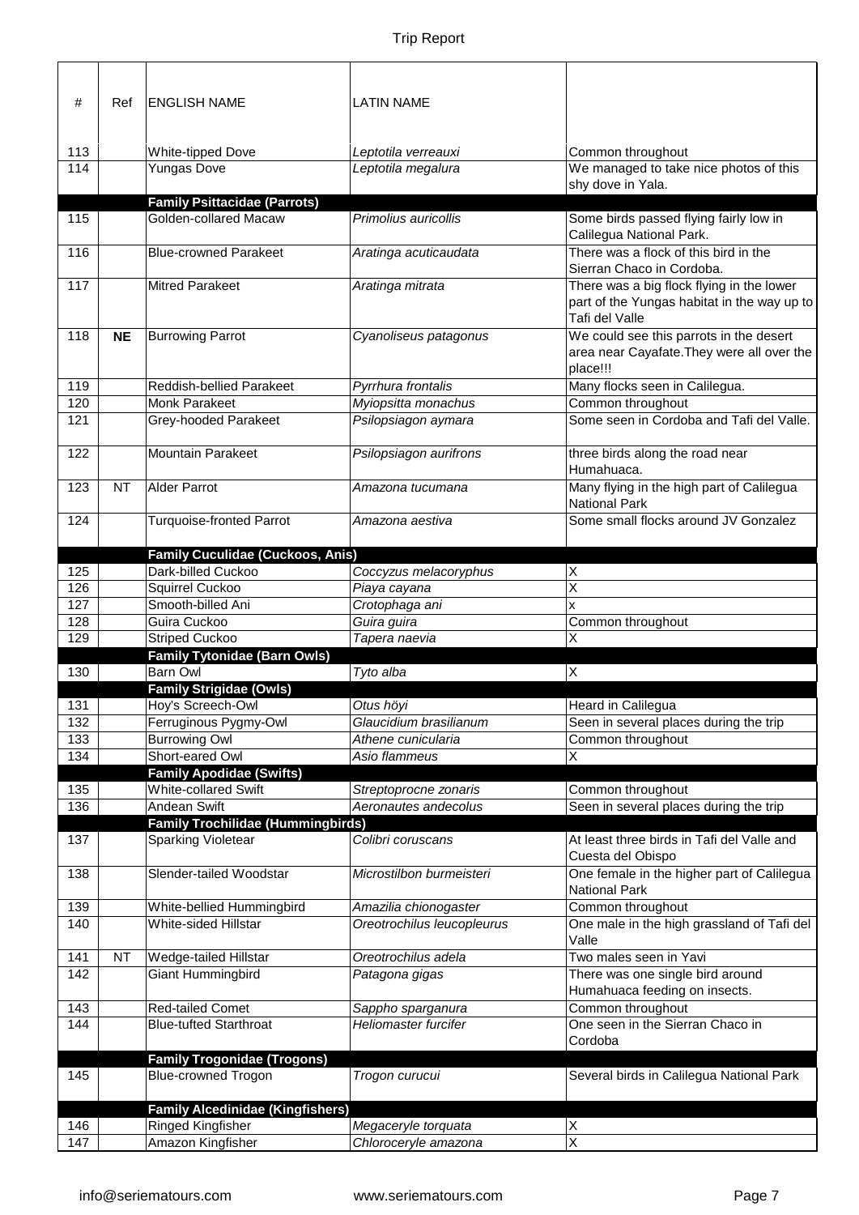| # | Ref | ENGLISH NAME | LATIN NAME | |
|---|---|---|---|---|
| 113 | | White-tipped Dove | *Leptotila verreauxi* | Common throughout |
| 114 | | Yungas Dove | *Leptotila megalura* | We managed to take nice photos of this shy dove in Yala. |
| | | **Family Psittacidae (Parrots)** | | |
| 115 | | Golden-collared Macaw | *Primolius auricollis* | Some birds passed flying fairly low in Calilegua National Park. |
| 116 | | Blue-crowned Parakeet | *Aratinga acuticaudata* | There was a flock of this bird in the Sierran Chaco in Cordoba. |
| 117 | | Mitred Parakeet | *Aratinga mitrata* | There was a big flock flying in the lower part of the Yungas habitat in the way up to Tafi del Valle |
| 118 | **NE** | Burrowing Parrot | *Cyanoliseus patagonus* | We could see this parrots in the desert area near Cayafate.They were all over the place!!! |
| 119 | | Reddish-bellied Parakeet | *Pyrrhura frontalis* | Many flocks seen in Calilegua. |
| 120 | | Monk Parakeet | *Myiopsitta monachus* | Common throughout |
| 121 | | Grey-hooded Parakeet | *Psilopsiagon aymara* | Some seen in Cordoba and Tafi del Valle. |
| 122 | | Mountain Parakeet | *Psilopsiagon aurifrons* | three birds along the road near Humahuaca. |
| 123 | NT | Alder Parrot | *Amazona tucumana* | Many flying in the high part of Calilegua National Park |
| 124 | | Turquoise-fronted Parrot | *Amazona aestiva* | Some small flocks around JV Gonzalez |
| | | **Family Cuculidae (Cuckoos, Anis)** | | |
| 125 | | Dark-billed Cuckoo | *Coccyzus melacoryphus* | X |
| 126 | | Squirrel Cuckoo | *Piaya cayana* | X |
| 127 | | Smooth-billed Ani | *Crotophaga ani* | x |
| 128 | | Guira Cuckoo | *Guira guira* | Common throughout |
| 129 | | Striped Cuckoo | *Tapera naevia* | X |
| | | **Family Tytonidae (Barn Owls)** | | |
| 130 | | Barn Owl | *Tyto alba* | X |
| | | **Family Strigidae (Owls)** | | |
| 131 | | Hoy's Screech-Owl | *Otus höyi* | Heard in Calilegua |
| 132 | | Ferruginous Pygmy-Owl | *Glaucidium brasilianum* | Seen in several places during the trip |
| 133 | | Burrowing Owl | *Athene cunicularia* | Common throughout |
| 134 | | Short-eared Owl | *Asio flammeus* | X |
| | | **Family Apodidae (Swifts)** | | |
| 135 | | White-collared Swift | *Streptoprocne zonaris* | Common throughout |
| 136 | | Andean Swift | *Aeronautes andecolus* | Seen in several places during the trip |
| | | **Family Trochilidae (Hummingbirds)** | | |
| 137 | | Sparking Violetear | *Colibri coruscans* | At least three birds in Tafi del Valle and Cuesta del Obispo |
| 138 | | Slender-tailed Woodstar | *Microstilbon burmeisteri* | One female in the higher part of Calilegua National Park |
| 139 | | White-bellied Hummingbird | *Amazilia chionogaster* | Common throughout |
| 140 | | White-sided Hillstar | *Oreotrochilus leucopleurus* | One male in the high grassland of Tafi del Valle |
| 141 | NT | Wedge-tailed Hillstar | *Oreotrochilus adela* | Two males seen in Yavi |
| 142 | | Giant Hummingbird | *Patagona gigas* | There was one single bird around Humahuaca feeding on insects. |
| 143 | | Red-tailed Comet | *Sappho sparganura* | Common throughout |
| 144 | | Blue-tufted Starthroat | *Heliomaster furcifer* | One seen in the Sierran Chaco in Cordoba |
| | | **Family Trogonidae (Trogons)** | | |
| 145 | | Blue-crowned Trogon | *Trogon curucui* | Several birds in Calilegua National Park |
| | | **Family Alcedinidae (Kingfishers)** | | |
| 146 | | Ringed Kingfisher | *Megaceryle torquata* | X |
| 147 | | Amazon Kingfisher | *Chloroceryle amazona* | X |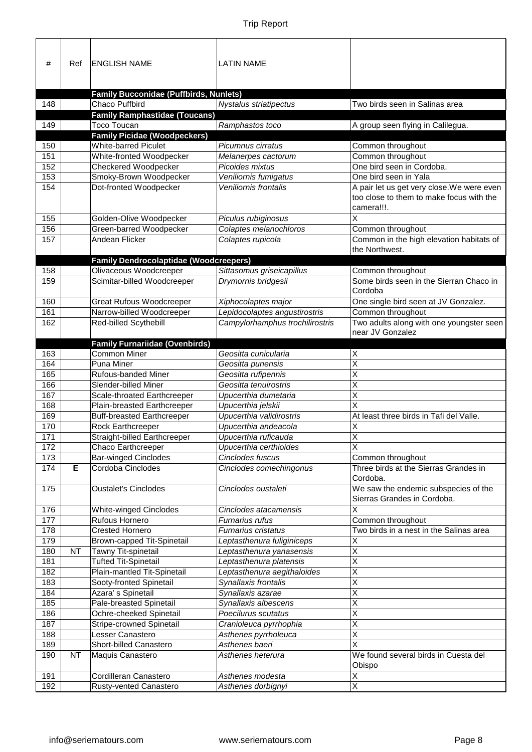| # | Ref | ENGLISH NAME | LATIN NAME | |
|---|---|---|---|---|
| | | **Family Bucconidae (Puffbirds, Nunlets)** | | |
| 148 | | Chaco Puffbird | *Nystalus striatipectus* | Two birds seen in Salinas area |
| | | **Family Ramphastidae (Toucans)** | | |
| 149 | | Toco Toucan | *Ramphastos toco* | A group seen flying in Calilegua. |
| | | **Family Picidae (Woodpeckers)** | | |
| 150 | | White-barred Piculet | *Picumnus cirratus* | Common throughout |
| 151 | | White-fronted Woodpecker | *Melanerpes cactorum* | Common throughout |
| 152 | | Checkered Woodpecker | *Picoides mixtus* | One bird seen in Cordoba. |
| 153 | | Smoky-Brown Woodpecker | *Veniliornis fumigatus* | One bird seen in Yala |
| 154 | | Dot-fronted Woodpecker | *Veniliornis frontalis* | A pair let us get very close.We were even too close to them to make focus with the camera!!!. |
| 155 | | Golden-Olive Woodpecker | *Piculus rubiginosus* | X |
| 156 | | Green-barred Woodpecker | *Colaptes melanochloros* | Common throughout |
| 157 | | Andean Flicker | *Colaptes rupicola* | Common in the high elevation habitats of the Northwest. |
| | | **Family Dendrocolaptidae (Woodcreepers)** | | |
| 158 | | Olivaceous Woodcreeper | *Sittasomus griseicapillus* | Common throughout |
| 159 | | Scimitar-billed Woodcreeper | *Drymornis bridgesii* | Some birds seen in the Sierran Chaco in Cordoba |
| 160 | | Great Rufous Woodcreeper | *Xiphocolaptes major* | One single bird seen at JV Gonzalez. |
| 161 | | Narrow-billed Woodcreeper | *Lepidocolaptes angustirostris* | Common throughout |
| 162 | | Red-billed Scythebill | *Campylorhamphus trochilirostris* | Two adults along with one youngster seen near JV Gonzalez |
| | | **Family Furnariidae (Ovenbirds)** | | |
| 163 | | Common Miner | *Geositta cunicularia* | X |
| 164 | | Puna Miner | *Geositta punensis* | X |
| 165 | | Rufous-banded Miner | *Geositta rufipennis* | X |
| 166 | | Slender-billed Miner | *Geositta tenuirostris* | X |
| 167 | | Scale-throated Earthcreeper | *Upucerthia dumetaria* | X |
| 168 | | Plain-breasted Earthcreeper | *Upucerthia jelskii* | X |
| 169 | | Buff-breasted Earthcreeper | *Upucerthia validirostris* | At least three birds in Tafi del Valle. |
| 170 | | Rock Earthcreeper | *Upucerthia andeacola* | X |
| 171 | | Straight-billed Earthcreeper | *Upucerthia ruficauda* | X |
| 172 | | Chaco Earthcreeper | *Upucerthia certhioides* | X |
| 173 | | Bar-winged Cinclodes | *Cinclodes fuscus* | Common throughout |
| 174 | **E** | Cordoba Cinclodes | *Cinclodes comechingonus* | Three birds at the Sierras Grandes in Cordoba. |
| 175 | | Oustalet's Cinclodes | *Cinclodes oustaleti* | We saw the endemic subspecies of the Sierras Grandes in Cordoba. |
| 176 | | White-winged Cinclodes | *Cinclodes atacamensis* | X |
| 177 | | Rufous Hornero | *Furnarius rufus* | Common throughout |
| 178 | | Crested Hornero | *Furnarius cristatus* | Two birds in a nest in the Salinas area |
| 179 | | Brown-capped Tit-Spinetail | *Leptasthenura fuliginiceps* | X |
| 180 | NT | Tawny Tit-spinetail | *Leptasthenura yanasensis* | X |
| 181 | | Tufted Tit-Spinetail | *Leptasthenura platensis* | X |
| 182 | | Plain-mantled Tit-Spinetail | *Leptasthenura aegithaloides* | X |
| 183 | | Sooty-fronted Spinetail | *Synallaxis frontalis* | X |
| 184 | | Azara' s Spinetail | *Synallaxis azarae* | X |
| 185 | | Pale-breasted Spinetail | *Synallaxis albescens* | X |
| 186 | | Ochre-cheeked Spinetail | *Poecilurus scutatus* | X |
| 187 | | Stripe-crowned Spinetail | *Cranioleuca pyrrhophia* | X |
| 188 | | Lesser Canastero | *Asthenes pyrrholeuca* | X |
| 189 | | Short-billed Canastero | *Asthenes baeri* | X |
| 190 | NT | Maquis Canastero | *Asthenes heterura* | We found several birds in Cuesta del Obispo |
| 191 | | Cordilleran Canastero | *Asthenes modesta* | X |
| 192 | | Rusty-vented Canastero | *Asthenes dorbignyi* | X |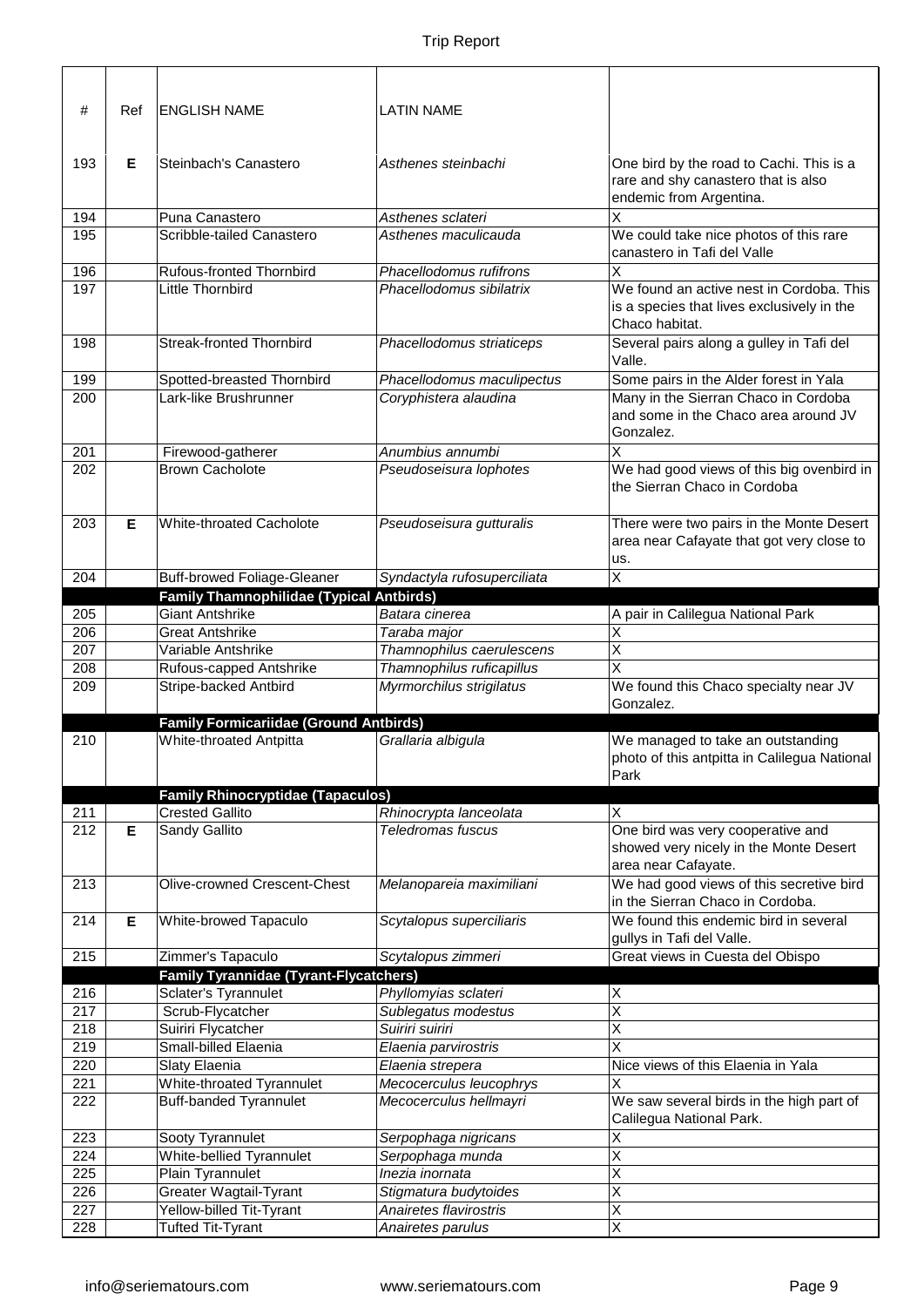| # | Ref | ENGLISH NAME | LATIN NAME | |
|---|---|---|---|---|
| 193 | **E** | Steinbach's Canastero | *Asthenes steinbachi* | One bird by the road to Cachi. This is a rare and shy canastero that is also endemic from Argentina. |
| 194 | | Puna Canastero | *Asthenes sclateri* | X |
| 195 | | Scribble-tailed Canastero | *Asthenes maculicauda* | We could take nice photos of this rare canastero in Tafi del Valle |
| 196 | | Rufous-fronted Thornbird | *Phacellodomus rufifrons* | X |
| 197 | | Little Thornbird | *Phacellodomus sibilatrix* | We found an active nest in Cordoba. This is a species that lives exclusively in the Chaco habitat. |
| 198 | | Streak-fronted Thornbird | *Phacellodomus striaticeps* | Several pairs along a gulley in Tafi del Valle. |
| 199 | | Spotted-breasted Thornbird | *Phacellodomus maculipectus* | Some pairs in the Alder forest in Yala |
| 200 | | Lark-like Brushrunner | *Coryphistera alaudina* | Many in the Sierran Chaco in Cordoba and some in the Chaco area around JV Gonzalez. |
| 201 | | Firewood-gatherer | *Anumbius annumbi* | X |
| 202 | | Brown Cacholote | *Pseudoseisura lophotes* | We had good views of this big ovenbird in the Sierran Chaco in Cordoba |
| 203 | **E** | White-throated Cacholote | *Pseudoseisura gutturalis* | There were two pairs in the Monte Desert area near Cafayate that got very close to us. |
| 204 | | Buff-browed Foliage-Gleaner | *Syndactyla rufosuperciliata* | X |
| | | **Family Thamnophilidae (Typical Antbirds)** | | |
| 205 | | Giant Antshrike | *Batara cinerea* | A pair in Calilegua National Park |
| 206 | | Great Antshrike | *Taraba major* | X |
| 207 | | Variable Antshrike | *Thamnophilus caerulescens* | X |
| 208 | | Rufous-capped Antshrike | *Thamnophilus ruficapillus* | X |
| 209 | | Stripe-backed Antbird | *Myrmorchilus strigilatus* | We found this Chaco specialty near JV Gonzalez. |
| | | **Family Formicariidae (Ground Antbirds)** | | |
| 210 | | White-throated Antpitta | *Grallaria albigula* | We managed to take an outstanding photo of this antpitta in Calilegua National Park |
| | | **Family Rhinocryptidae (Tapaculos)** | | |
| 211 | | Crested Gallito | *Rhinocrypta lanceolata* | X |
| 212 | **E** | Sandy Gallito | *Teledromas fuscus* | One bird was very cooperative and showed very nicely in the Monte Desert area near Cafayate. |
| 213 | | Olive-crowned Crescent-Chest | *Melanopareia maximiliani* | We had good views of this secretive bird in the Sierran Chaco in Cordoba. |
| 214 | **E** | White-browed Tapaculo | *Scytalopus superciliaris* | We found this endemic bird in several gullys in Tafi del Valle. |
| 215 | | Zimmer's Tapaculo | *Scytalopus zimmeri* | Great views in Cuesta del Obispo |
| | | **Family Tyrannidae (Tyrant-Flycatchers)** | | |
| 216 | | Sclater's Tyrannulet | *Phyllomyias sclateri* | X |
| 217 | | Scrub-Flycatcher | *Sublegatus modestus* | X |
| 218 | | Suiriri Flycatcher | *Suiriri suiriri* | X |
| 219 | | Small-billed Elaenia | *Elaenia parvirostris* | X |
| 220 | | Slaty Elaenia | *Elaenia strepera* | Nice views of this Elaenia in Yala |
| 221 | | White-throated Tyrannulet | *Mecocerculus leucophrys* | X |
| 222 | | Buff-banded Tyrannulet | *Mecocerculus hellmayri* | We saw several birds in the high part of Calilegua National Park. |
| 223 | | Sooty Tyrannulet | *Serpophaga nigricans* | X |
| 224 | | White-bellied Tyrannulet | *Serpophaga munda* | X |
| 225 | | Plain Tyrannulet | *Inezia inornata* | X |
| 226 | | Greater Wagtail-Tyrant | *Stigmatura budytoides* | X |
| 227 | | Yellow-billed Tit-Tyrant | *Anairetes flavirostris* | X |
| 228 | | Tufted Tit-Tyrant | *Anairetes parulus* | X |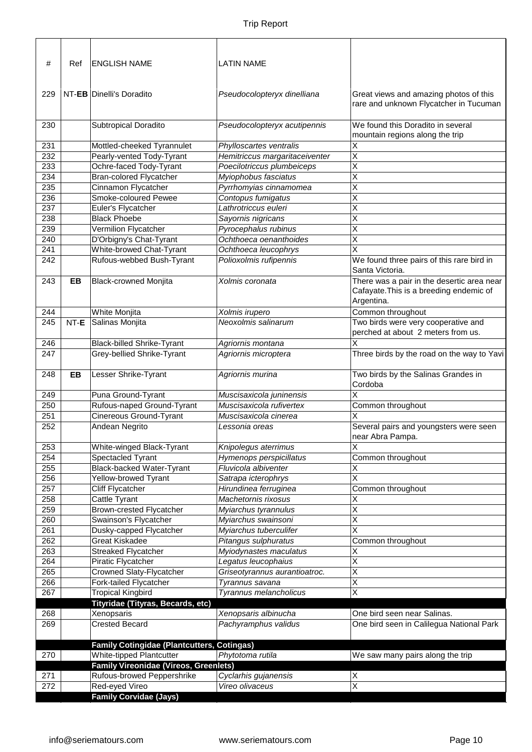| # | Ref | ENGLISH NAME | LATIN NAME | |
|---|---|---|---|---|
| 229 | NT-**EB** | Dinelli's Doradito | *Pseudocolopteryx dinelliana* | Great views and amazing photos of this rare and unknown Flycatcher in Tucuman |
| 230 | | Subtropical Doradito | *Pseudocolopteryx acutipennis* | We found this Doradito in several mountain regions along the trip |
| 231 | | Mottled-cheeked Tyrannulet | *Phylloscartes ventralis* | X |
| 232 | | Pearly-vented Tody-Tyrant | *Hemitriccus margaritaceiventer* | X |
| 233 | | Ochre-faced Tody-Tyrant | *Poecilotriccus plumbeiceps* | X |
| 234 | | Bran-colored Flycatcher | *Myiophobus fasciatus* | X |
| 235 | | Cinnamon Flycatcher | *Pyrrhomyias cinnamomea* | X |
| 236 | | Smoke-coloured Pewee | *Contopus fumigatus* | X |
| 237 | | Euler's Flycatcher | *Lathrotriccus euleri* | X |
| 238 | | Black Phoebe | *Sayornis nigricans* | X |
| 239 | | Vermilion Flycatcher | *Pyrocephalus rubinus* | X |
| 240 | | D'Orbigny's Chat-Tyrant | *Ochthoeca oenanthoides* | X |
| 241 | | White-browed Chat-Tyrant | *Ochthoeca leucophrys* | X |
| 242 | | Rufous-webbed Bush-Tyrant | *Polioxolmis rufipennis* | We found three pairs of this rare bird in Santa Victoria. |
| 243 | **EB** | Black-crowned Monjita | *Xolmis coronata* | There was a pair in the desertic area near Cafayate.This is a breeding endemic of Argentina. |
| 244 | | White Monjita | *Xolmis irupero* | Common throughout |
| 245 | NT-**E** | Salinas Monjita | *Neoxolmis salinarum* | Two birds were very cooperative and perched at about 2 meters from us. |
| 246 | | Black-billed Shrike-Tyrant | *Agriornis montana* | X |
| 247 | | Grey-bellied Shrike-Tyrant | *Agriornis microptera* | Three birds by the road on the way to Yavi |
| 248 | **EB** | Lesser Shrike-Tyrant | *Agriornis murina* | Two birds by the Salinas Grandes in Cordoba |
| 249 | | Puna Ground-Tyrant | *Muscisaxicola juninensis* | X |
| 250 | | Rufous-naped Ground-Tyrant | *Muscisaxicola rufivertex* | Common throughout |
| 251 | | Cinereous Ground-Tyrant | *Muscisaxicola cinerea* | X |
| 252 | | Andean Negrito | *Lessonia oreas* | Several pairs and youngsters were seen near Abra Pampa. |
| 253 | | White-winged Black-Tyrant | *Knipolegus aterrimus* | X |
| 254 | | Spectacled Tyrant | *Hymenops perspicillatus* | Common throughout |
| 255 | | Black-backed Water-Tyrant | *Fluvicola albiventer* | X |
| 256 | | Yellow-browed Tyrant | *Satrapa icterophrys* | X |
| 257 | | Cliff Flycatcher | *Hirundinea ferruginea* | Common throughout |
| 258 | | Cattle Tyrant | *Machetornis rixosus* | X |
| 259 | | Brown-crested Flycatcher | *Myiarchus tyrannulus* | X |
| 260 | | Swainson's Flycatcher | *Myiarchus swainsoni* | X |
| 261 | | Dusky-capped Flycatcher | *Myiarchus tuberculifer* | X |
| 262 | | Great Kiskadee | *Pitangus sulphuratus* | Common throughout |
| 263 | | Streaked Flycatcher | *Myiodynastes maculatus* | X |
| 264 | | Piratic Flycatcher | *Legatus leucophaius* | X |
| 265 | | Crowned Slaty-Flycatcher | *Griseotyrannus aurantioatroc.* | X |
| 266 | | Fork-tailed Flycatcher | *Tyrannus savana* | X |
| 267 | | Tropical Kingbird | *Tyrannus melancholicus* | X |
| | | **Tityridae (Tityras, Becards, etc)** | | |
| 268 | | Xenopsaris | *Xenopsaris albinucha* | One bird seen near Salinas. |
| 269 | | Crested Becard | *Pachyramphus validus* | One bird seen in Calilegua National Park |
| | | **Family Cotingidae (Plantcutters, Cotingas)** | | |
| 270 | | White-tipped Plantcutter | *Phytotoma rutila* | We saw many pairs along the trip |
| | | **Family Vireonidae (Vireos, Greenlets)** | | |
| 271 | | Rufous-browed Peppershrike | *Cyclarhis gujanensis* | X |
| 272 | | Red-eyed Vireo | *Vireo olivaceus* | X |
| | | **Family Corvidae (Jays)** | | |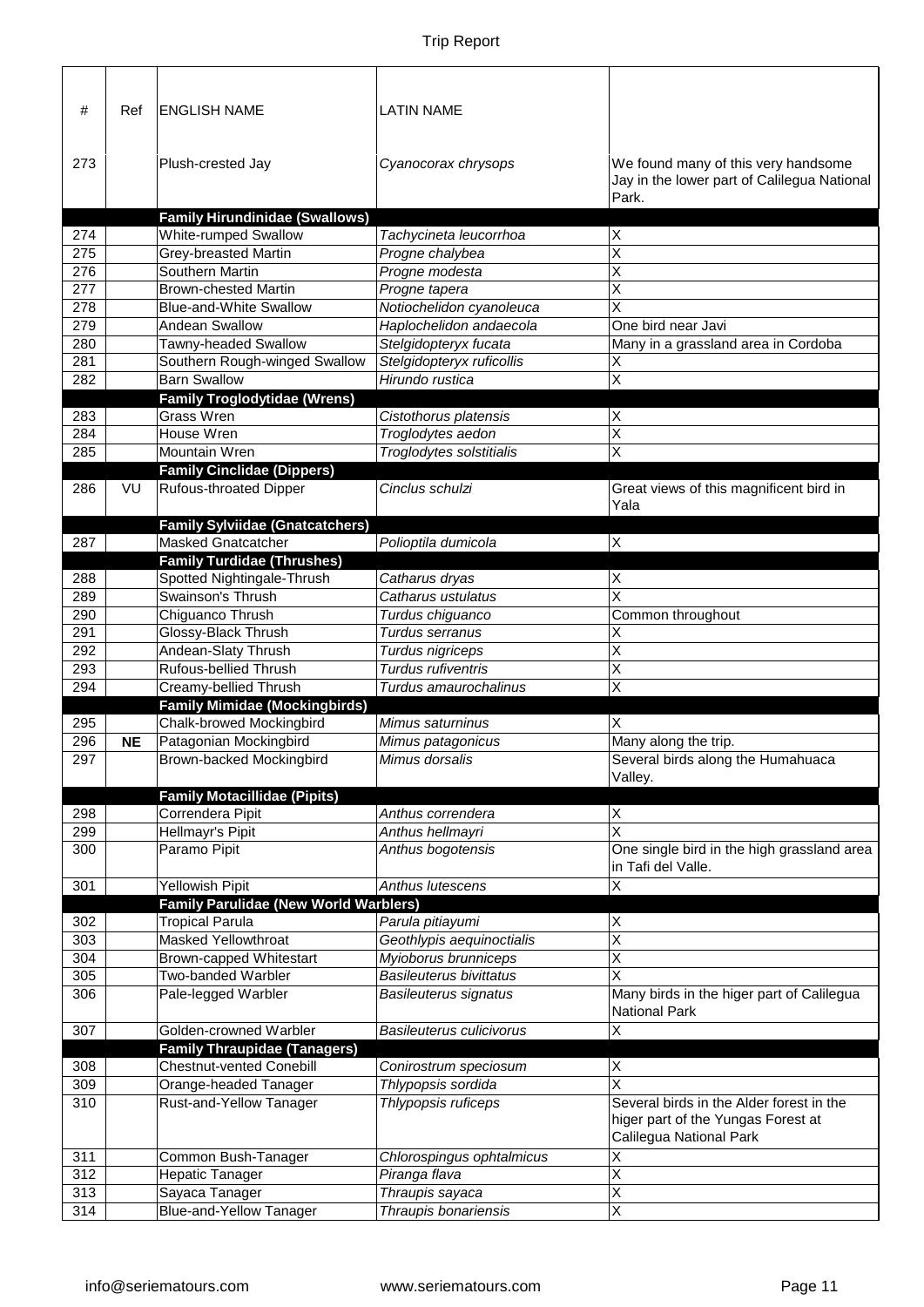| # | Ref | ENGLISH NAME | LATIN NAME | |
|---|---|---|---|---|
| 273 | | Plush-crested Jay | *Cyanocorax chrysops* | We found many of this very handsome Jay in the lower part of Calilegua National Park. |
| | | **Family Hirundinidae (Swallows)** | | |
| 274 | | White-rumped Swallow | *Tachycineta leucorrhoa* | X |
| 275 | | Grey-breasted Martin | *Progne chalybea* | X |
| 276 | | Southern Martin | *Progne modesta* | X |
| 277 | | Brown-chested Martin | *Progne tapera* | X |
| 278 | | Blue-and-White Swallow | *Notiochelidon cyanoleuca* | X |
| 279 | | Andean Swallow | *Haplochelidon andaecola* | One bird near Javi |
| 280 | | Tawny-headed Swallow | *Stelgidopteryx fucata* | Many in a grassland area in Cordoba |
| 281 | | Southern Rough-winged Swallow | *Stelgidopteryx ruficollis* | X |
| 282 | | Barn Swallow | *Hirundo rustica* | X |
| | | **Family Troglodytidae (Wrens)** | | |
| 283 | | Grass Wren | *Cistothorus platensis* | X |
| 284 | | House Wren | *Troglodytes aedon* | X |
| 285 | | Mountain Wren | *Troglodytes solstitialis* | X |
| | | **Family Cinclidae (Dippers)** | | |
| 286 | VU | Rufous-throated Dipper | *Cinclus schulzi* | Great views of this magnificent bird in Yala |
| | | **Family Sylviidae (Gnatcatchers)** | | |
| 287 | | Masked Gnatcatcher | *Polioptila dumicola* | X |
| | | **Family Turdidae (Thrushes)** | | |
| 288 | | Spotted Nightingale-Thrush | *Catharus dryas* | X |
| 289 | | Swainson's Thrush | *Catharus ustulatus* | X |
| 290 | | Chiguanco Thrush | *Turdus chiguanco* | Common throughout |
| 291 | | Glossy-Black Thrush | *Turdus serranus* | X |
| 292 | | Andean-Slaty Thrush | *Turdus nigriceps* | X |
| 293 | | Rufous-bellied Thrush | *Turdus rufiventris* | X |
| 294 | | Creamy-bellied Thrush | *Turdus amaurochalinus* | X |
| | | **Family Mimidae (Mockingbirds)** | | |
| 295 | | Chalk-browed Mockingbird | *Mimus saturninus* | X |
| 296 | **NE** | Patagonian Mockingbird | *Mimus patagonicus* | Many along the trip. |
| 297 | | Brown-backed Mockingbird | *Mimus dorsalis* | Several birds along the Humahuaca Valley. |
| | | **Family Motacillidae (Pipits)** | | |
| 298 | | Correndera Pipit | *Anthus correndera* | X |
| 299 | | Hellmayr's Pipit | *Anthus hellmayri* | X |
| 300 | | Paramo Pipit | *Anthus bogotensis* | One single bird in the high grassland area in Tafi del Valle. |
| 301 | | Yellowish Pipit | *Anthus lutescens* | X |
| | | **Family Parulidae (New World Warblers)** | | |
| 302 | | Tropical Parula | *Parula pitiayumi* | X |
| 303 | | Masked Yellowthroat | *Geothlypis aequinoctialis* | X |
| 304 | | Brown-capped Whitestart | *Myioborus brunniceps* | X |
| 305 | | Two-banded Warbler | *Basileuterus bivittatus* | X |
| 306 | | Pale-legged Warbler | *Basileuterus signatus* | Many birds in the higer part of Calilegua National Park |
| 307 | | Golden-crowned Warbler | *Basileuterus culicivorus* | X |
| | | **Family Thraupidae (Tanagers)** | | |
| 308 | | Chestnut-vented Conebill | *Conirostrum speciosum* | X |
| 309 | | Orange-headed Tanager | *Thlypopsis sordida* | X |
| 310 | | Rust-and-Yellow Tanager | *Thlypopsis ruficeps* | Several birds in the Alder forest in the higer part of the Yungas Forest at Calilegua National Park |
| 311 | | Common Bush-Tanager | *Chlorospingus ophtalmicus* | X |
| 312 | | Hepatic Tanager | *Piranga flava* | X |
| 313 | | Sayaca Tanager | *Thraupis sayaca* | X |
| 314 | | Blue-and-Yellow Tanager | *Thraupis bonariensis* | X |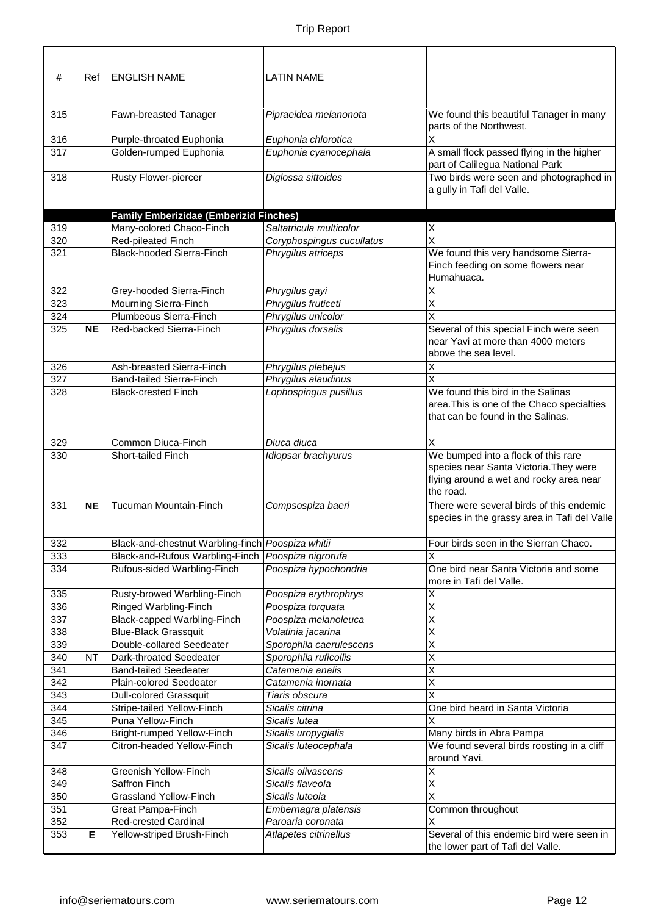| # | Ref | ENGLISH NAME | LATIN NAME | |
|---|---|---|---|---|
| 315 | | Fawn-breasted Tanager | *Pipraeidea melanonota* | We found this beautiful Tanager in many parts of the Northwest. |
| 316 | | Purple-throated Euphonia | *Euphonia chlorotica* | X |
| 317 | | Golden-rumped Euphonia | *Euphonia cyanocephala* | A small flock passed flying in the higher part of Calilegua National Park |
| 318 | | Rusty Flower-piercer | *Diglossa sittoides* | Two birds were seen and photographed in a gully in Tafi del Valle. |
| | | **Family Emberizidae (Emberizid Finches)** | | |
| 319 | | Many-colored Chaco-Finch | *Saltatricula multicolor* | X |
| 320 | | Red-pileated Finch | *Coryphospingus cucullatus* | X |
| 321 | | Black-hooded Sierra-Finch | *Phrygilus atriceps* | We found this very handsome Sierra-Finch feeding on some flowers near Humahuaca. |
| 322 | | Grey-hooded Sierra-Finch | *Phrygilus gayi* | X |
| 323 | | Mourning Sierra-Finch | *Phrygilus fruticeti* | X |
| 324 | | Plumbeous Sierra-Finch | *Phrygilus unicolor* | X |
| 325 | **NE** | Red-backed Sierra-Finch | *Phrygilus dorsalis* | Several of this special Finch were seen near Yavi at more than 4000 meters above the sea level. |
| 326 | | Ash-breasted Sierra-Finch | *Phrygilus plebejus* | X |
| 327 | | Band-tailed Sierra-Finch | *Phrygilus alaudinus* | X |
| 328 | | Black-crested Finch | *Lophospingus pusillus* | We found this bird in the Salinas area.This is one of the Chaco specialties that can be found in the Salinas. |
| 329 | | Common Diuca-Finch | *Diuca diuca* | X |
| 330 | | Short-tailed Finch | *Idiopsar brachyurus* | We bumped into a flock of this rare species near Santa Victoria.They were flying around a wet and rocky area near the road. |
| 331 | **NE** | Tucuman Mountain-Finch | *Compsospiza baeri* | There were several birds of this endemic species in the grassy area in Tafi del Valle |
| 332 | | Black-and-chestnut Warbling-finch | *Poospiza whitii* | Four birds seen in the Sierran Chaco. |
| 333 | | Black-and-Rufous Warbling-Finch | *Poospiza nigrorufa* | X |
| 334 | | Rufous-sided Warbling-Finch | *Poospiza hypochondria* | One bird near Santa Victoria and some more in Tafi del Valle. |
| 335 | | Rusty-browed Warbling-Finch | *Poospiza erythrophrys* | X |
| 336 | | Ringed Warbling-Finch | *Poospiza torquata* | X |
| 337 | | Black-capped Warbling-Finch | *Poospiza melanoleuca* | X |
| 338 | | Blue-Black Grassquit | *Volatinia jacarina* | X |
| 339 | | Double-collared Seedeater | *Sporophila caerulescens* | X |
| 340 | NT | Dark-throated Seedeater | *Sporophila ruficollis* | X |
| 341 | | Band-tailed Seedeater | *Catamenia analis* | X |
| 342 | | Plain-colored Seedeater | *Catamenia inornata* | X |
| 343 | | Dull-colored Grassquit | *Tiaris obscura* | X |
| 344 | | Stripe-tailed Yellow-Finch | *Sicalis citrina* | One bird heard in Santa Victoria |
| 345 | | Puna Yellow-Finch | *Sicalis lutea* | X |
| 346 | | Bright-rumped Yellow-Finch | *Sicalis uropygialis* | Many birds in Abra Pampa |
| 347 | | Citron-headed Yellow-Finch | *Sicalis luteocephala* | We found several birds roosting in a cliff around Yavi. |
| 348 | | Greenish Yellow-Finch | *Sicalis olivascens* | X |
| 349 | | Saffron Finch | *Sicalis flaveola* | X |
| 350 | | Grassland Yellow-Finch | *Sicalis luteola* | X |
| 351 | | Great Pampa-Finch | *Embernagra platensis* | Common throughout |
| 352 | | Red-crested Cardinal | *Paroaria coronata* | X |
| 353 | **E** | Yellow-striped Brush-Finch | *Atlapetes citrinellus* | Several of this endemic bird were seen in the lower part of Tafi del Valle. |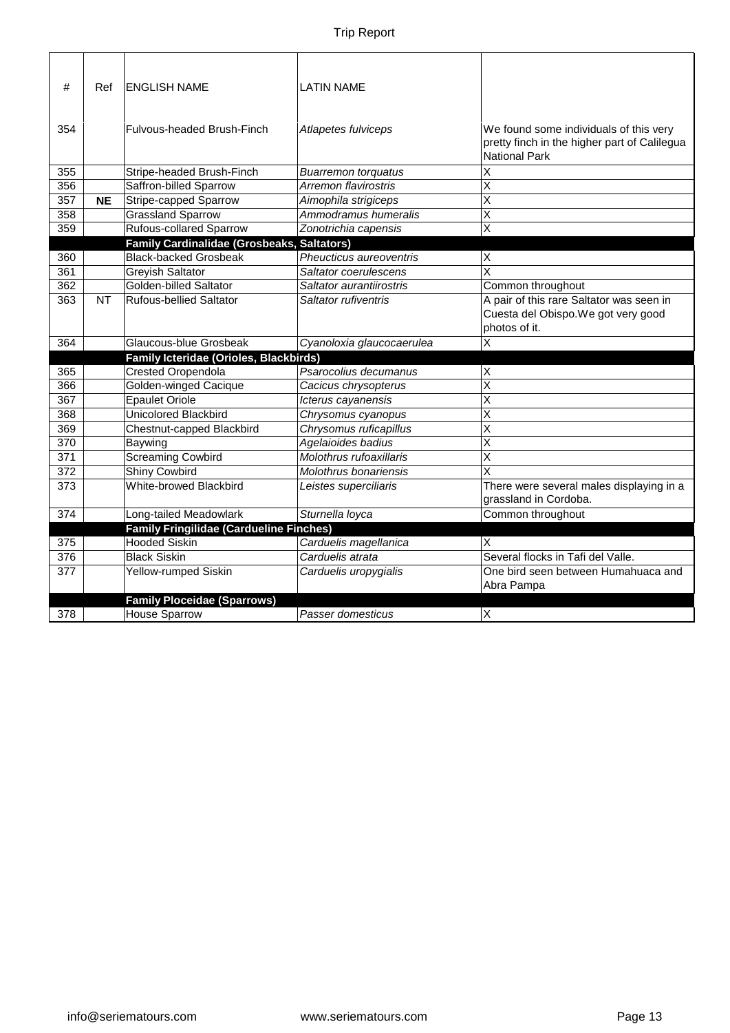| # | Ref | ENGLISH NAME | LATIN NAME | |
|---|---|---|---|---|
| 354 | | Fulvous-headed Brush-Finch | *Atlapetes fulviceps* | We found some individuals of this very pretty finch in the higher part of Calilegua National Park |
| 355 | | Stripe-headed Brush-Finch | *Buarremon torquatus* | X |
| 356 | | Saffron-billed Sparrow | *Arremon flavirostris* | X |
| 357 | **NE** | Stripe-capped Sparrow | *Aimophila strigiceps* | X |
| 358 | | Grassland Sparrow | *Ammodramus humeralis* | X |
| 359 | | Rufous-collared Sparrow | *Zonotrichia capensis* | X |
| | | **Family Cardinalidae (Grosbeaks, Saltators)** | | |
| 360 | | Black-backed Grosbeak | *Pheucticus aureoventris* | X |
| 361 | | Greyish Saltator | *Saltator coerulescens* | X |
| 362 | | Golden-billed Saltator | *Saltator aurantiirostris* | Common throughout |
| 363 | NT | Rufous-bellied Saltator | *Saltator rufiventris* | A pair of this rare Saltator was seen in Cuesta del Obispo.We got very good photos of it. |
| 364 | | Glaucous-blue Grosbeak | *Cyanoloxia glaucocaerulea* | X |
| | | **Family Icteridae (Orioles, Blackbirds)** | | |
| 365 | | Crested Oropendola | *Psarocolius decumanus* | X |
| 366 | | Golden-winged Cacique | *Cacicus chrysopterus* | X |
| 367 | | Epaulet Oriole | *Icterus cayanensis* | X |
| 368 | | Unicolored Blackbird | *Chrysomus cyanopus* | X |
| 369 | | Chestnut-capped Blackbird | *Chrysomus ruficapillus* | X |
| 370 | | Baywing | *Agelaioides badius* | X |
| 371 | | Screaming Cowbird | *Molothrus rufoaxillaris* | X |
| 372 | | Shiny Cowbird | *Molothrus bonariensis* | X |
| 373 | | White-browed Blackbird | *Leistes superciliaris* | There were several males displaying in a grassland in Cordoba. |
| 374 | | Long-tailed Meadowlark | *Sturnella loyca* | Common throughout |
| | | **Family Fringilidae (Cardueline Finches)** | | |
| 375 | | Hooded Siskin | *Carduelis magellanica* | X |
| 376 | | Black Siskin | *Carduelis atrata* | Several flocks in Tafi del Valle. |
| 377 | | Yellow-rumped Siskin | *Carduelis uropygialis* | One bird seen between Humahuaca and Abra Pampa |
| | | **Family Ploceidae (Sparrows)** | | |
| 378 | | House Sparrow | *Passer domesticus* | X |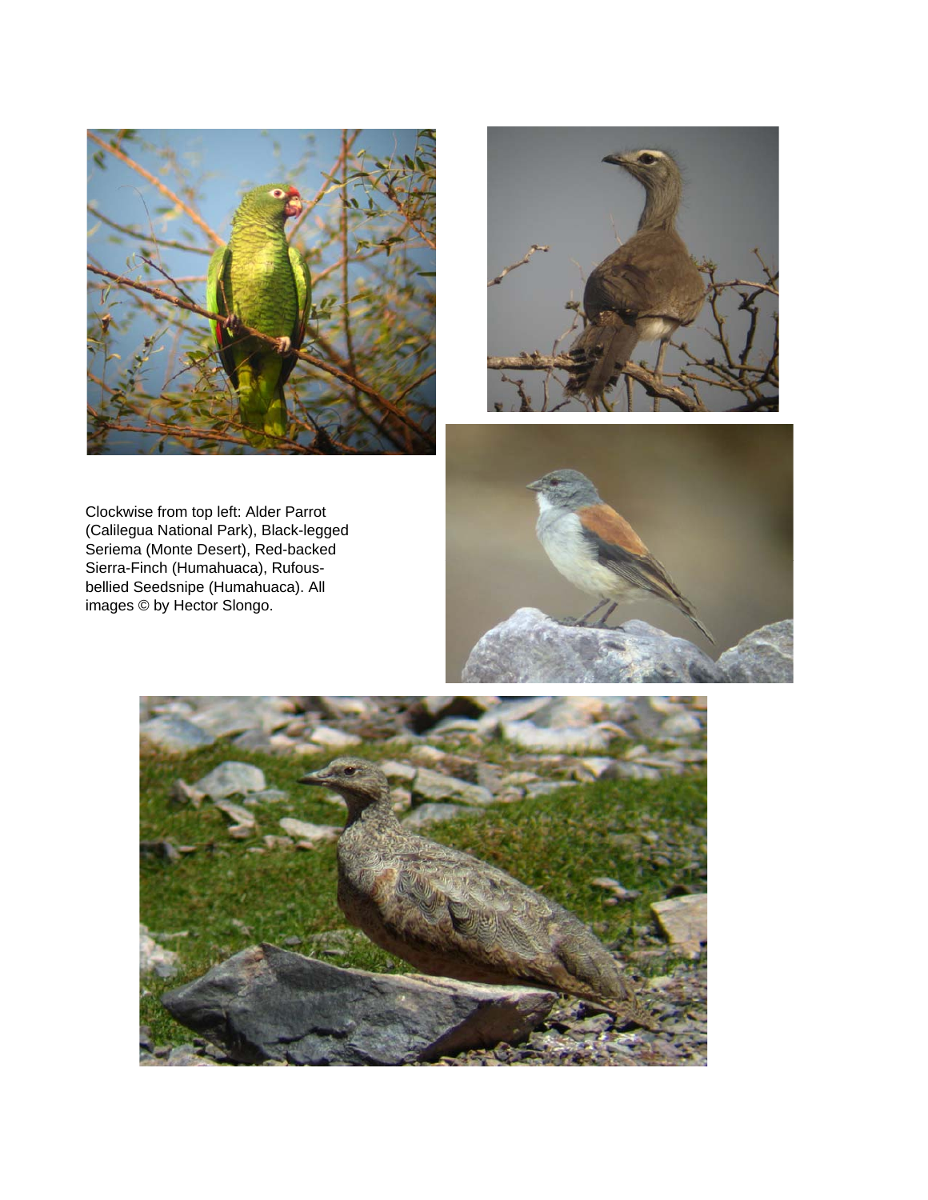Clockwise from top left: Alder Parrot (Calilegua National Park), Black-legged Seriema (Monte Desert), Red-backed Sierra-Finch (Humahuaca), Rufous-bellied Seedsnipe (Humahuaca). All images © by Hector Slongo.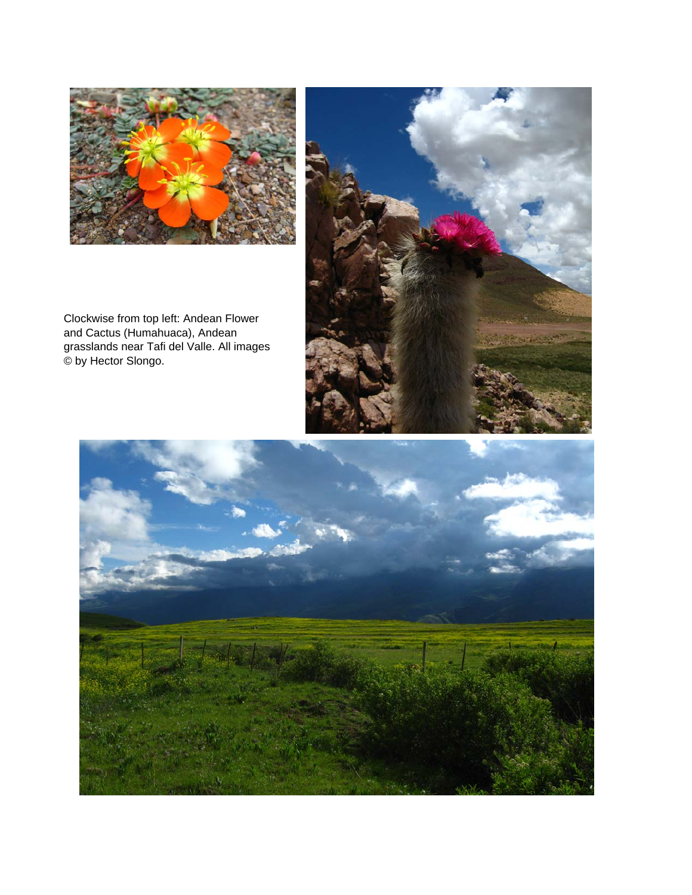Clockwise from top left: Andean Flower and Cactus (Humahuaca), Andean grasslands near Tafi del Valle. All images © by Hector Slongo.